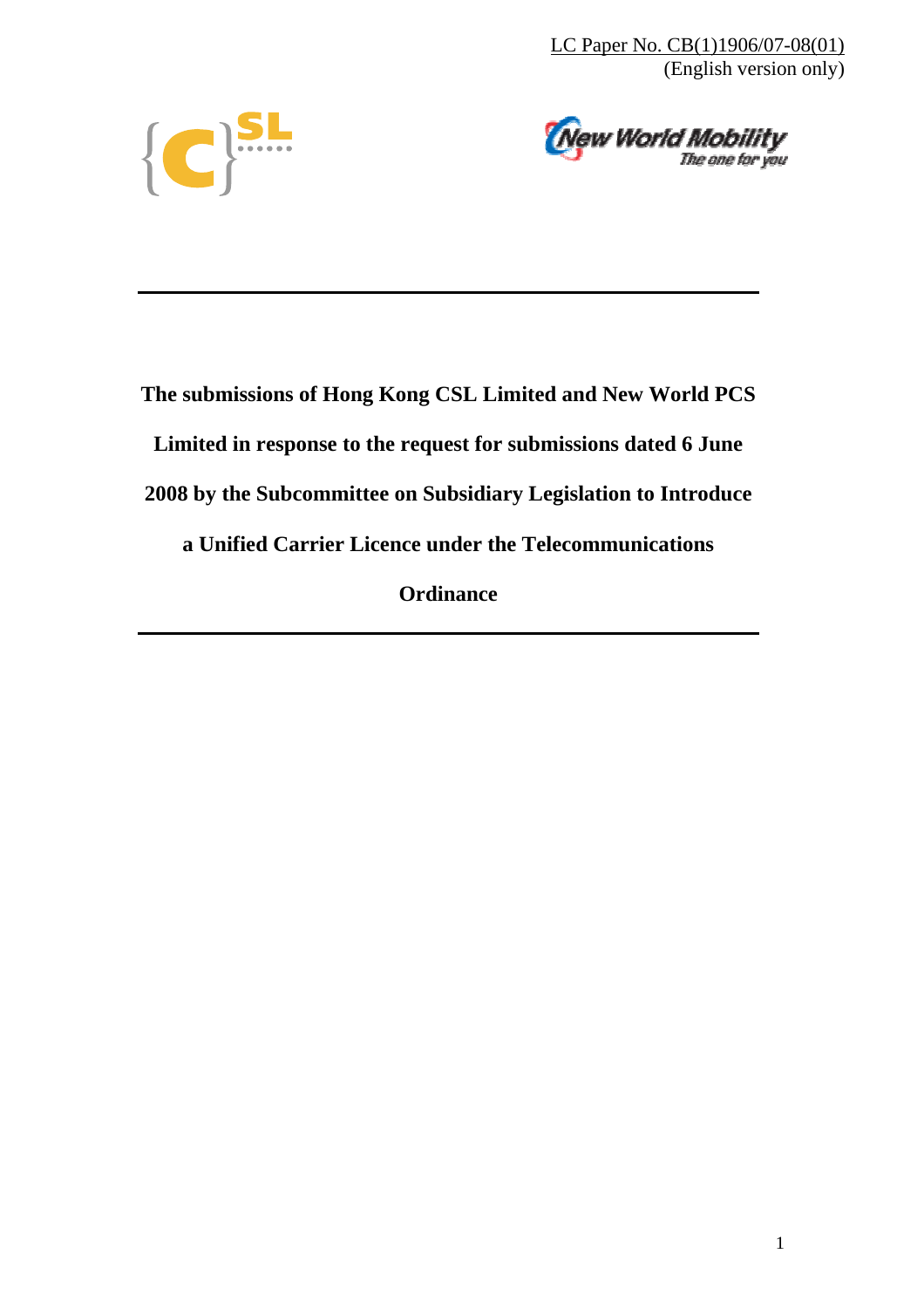LC Paper No. CB(1)1906/07-08(01)
(English version only)

**The submissions of Hong Kong CSL Limited and New World PCS Limited in response to the request for submissions dated 6 June 2008 by the Subcommittee on Subsidiary Legislation to Introduce a Unified Carrier Licence under the Telecommunications Ordinance**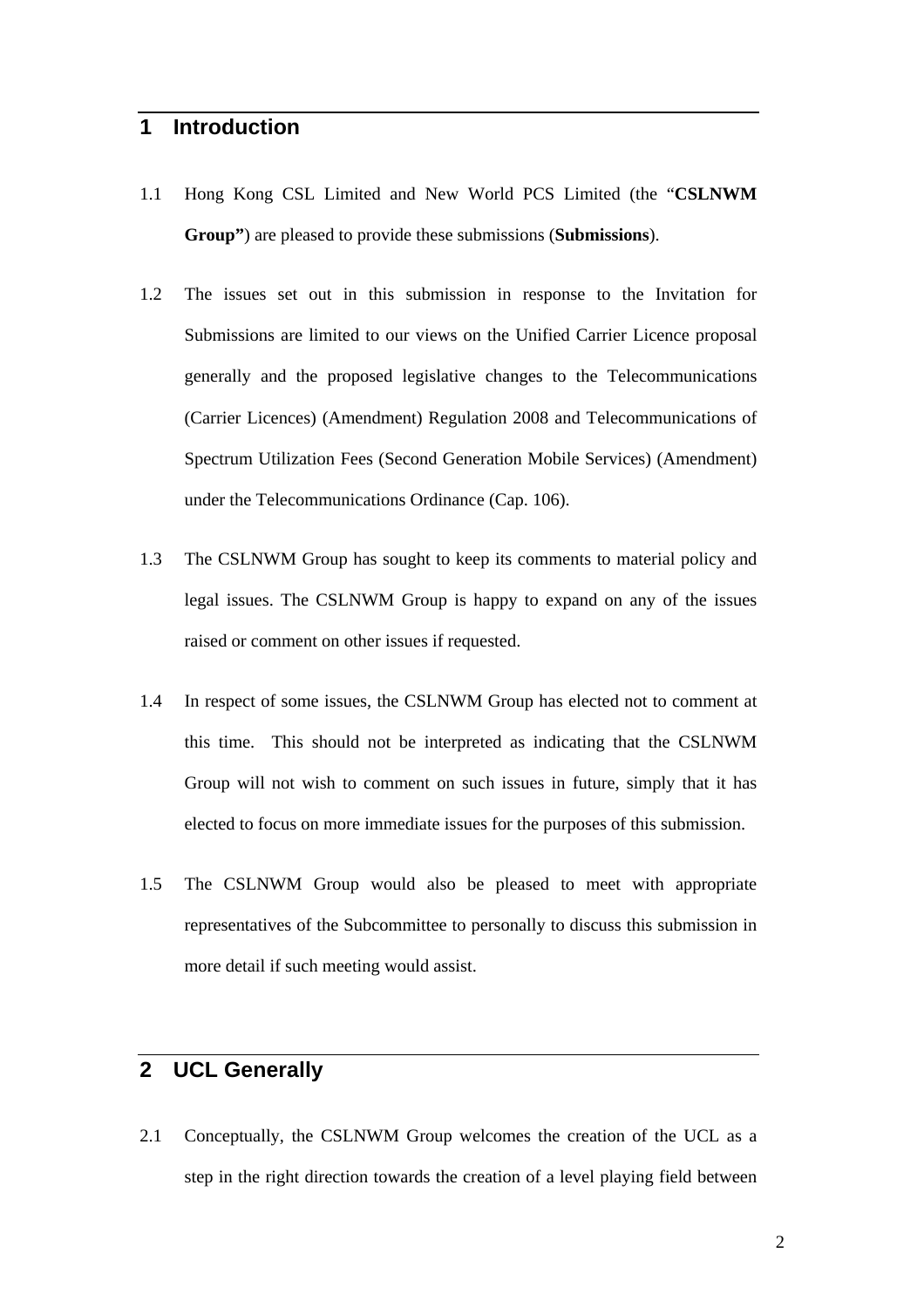## 1 Introduction

1.1 Hong Kong CSL Limited and New World PCS Limited (the "**CSLNWM Group"**) are pleased to provide these submissions (**Submissions**).

1.2 The issues set out in this submission in response to the Invitation for Submissions are limited to our views on the Unified Carrier Licence proposal generally and the proposed legislative changes to the Telecommunications (Carrier Licences) (Amendment) Regulation 2008 and Telecommunications of Spectrum Utilization Fees (Second Generation Mobile Services) (Amendment) under the Telecommunications Ordinance (Cap. 106).

1.3 The CSLNWM Group has sought to keep its comments to material policy and legal issues. The CSLNWM Group is happy to expand on any of the issues raised or comment on other issues if requested.

1.4 In respect of some issues, the CSLNWM Group has elected not to comment at this time. This should not be interpreted as indicating that the CSLNWM Group will not wish to comment on such issues in future, simply that it has elected to focus on more immediate issues for the purposes of this submission.

1.5 The CSLNWM Group would also be pleased to meet with appropriate representatives of the Subcommittee to personally to discuss this submission in more detail if such meeting would assist.

## 2 UCL Generally

2.1 Conceptually, the CSLNWM Group welcomes the creation of the UCL as a step in the right direction towards the creation of a level playing field between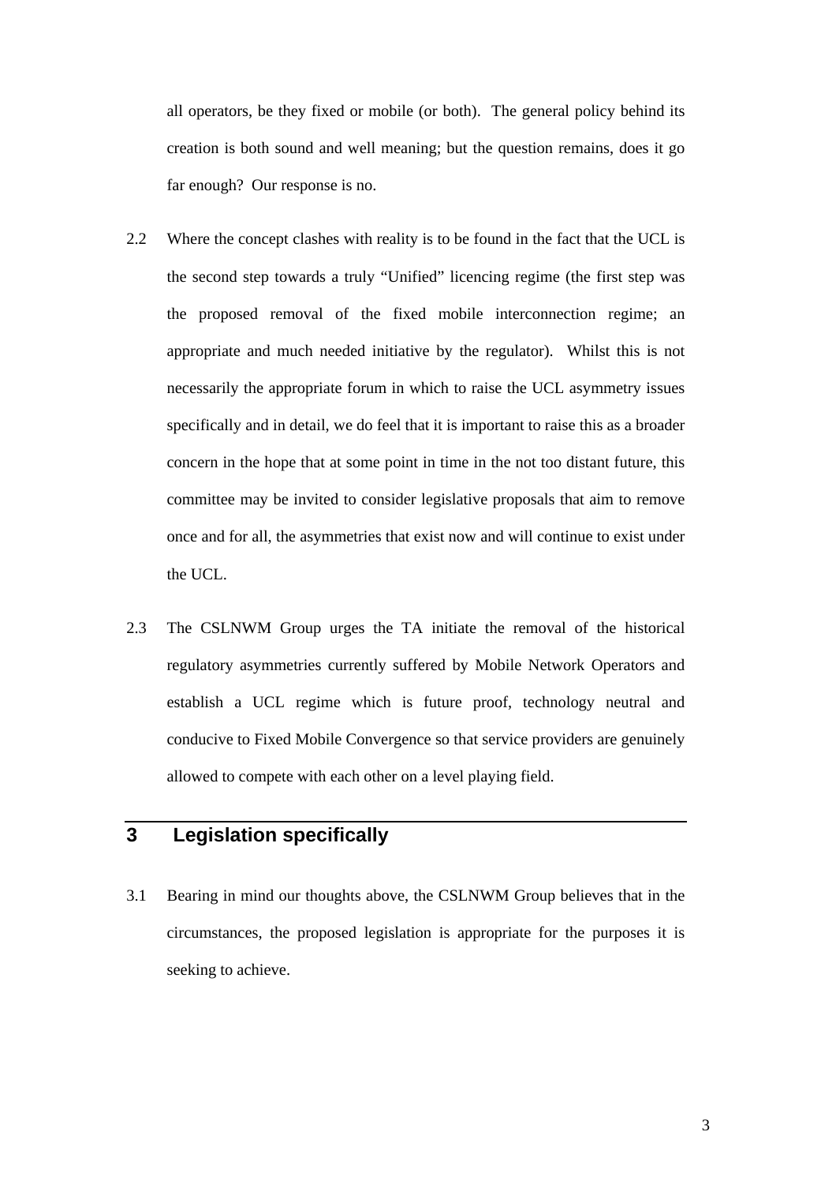all operators, be they fixed or mobile (or both). The general policy behind its creation is both sound and well meaning; but the question remains, does it go far enough? Our response is no.

2.2 Where the concept clashes with reality is to be found in the fact that the UCL is the second step towards a truly "Unified" licencing regime (the first step was the proposed removal of the fixed mobile interconnection regime; an appropriate and much needed initiative by the regulator). Whilst this is not necessarily the appropriate forum in which to raise the UCL asymmetry issues specifically and in detail, we do feel that it is important to raise this as a broader concern in the hope that at some point in time in the not too distant future, this committee may be invited to consider legislative proposals that aim to remove once and for all, the asymmetries that exist now and will continue to exist under the UCL.

2.3 The CSLNWM Group urges the TA initiate the removal of the historical regulatory asymmetries currently suffered by Mobile Network Operators and establish a UCL regime which is future proof, technology neutral and conducive to Fixed Mobile Convergence so that service providers are genuinely allowed to compete with each other on a level playing field.

## 3 Legislation specifically

3.1 Bearing in mind our thoughts above, the CSLNWM Group believes that in the circumstances, the proposed legislation is appropriate for the purposes it is seeking to achieve.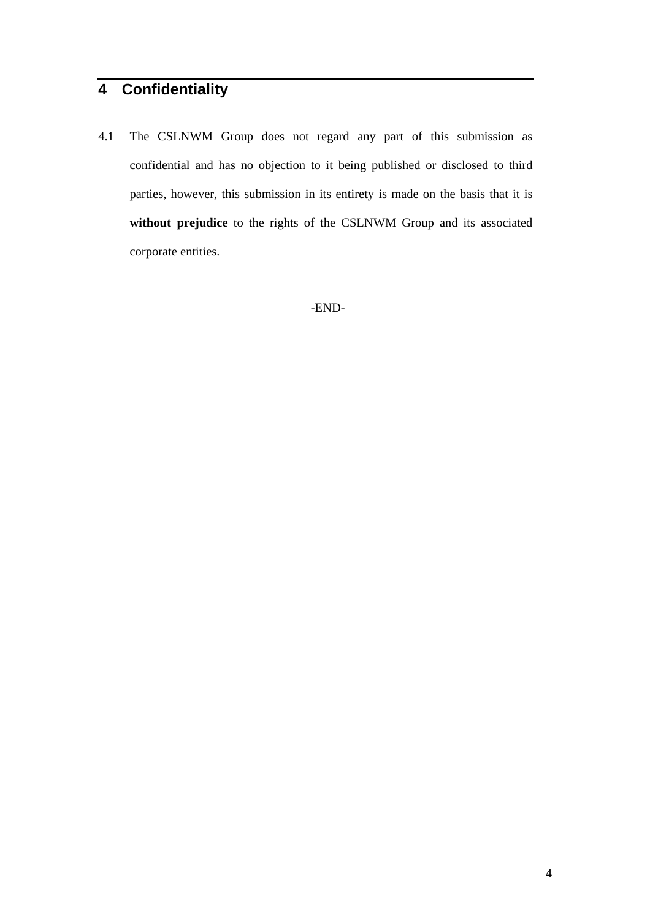## 4 Confidentiality

4.1 The CSLNWM Group does not regard any part of this submission as confidential and has no objection to it being published or disclosed to third parties, however, this submission in its entirety is made on the basis that it is **without prejudice** to the rights of the CSLNWM Group and its associated corporate entities.

-END-